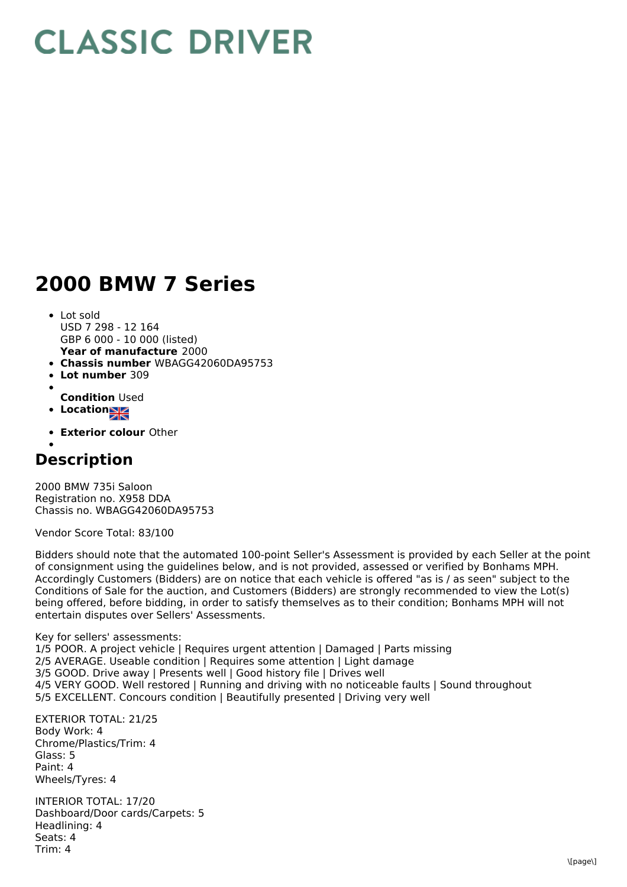# CLASSIC DRIVER

# 2000 BMW 7 Series

- Lot sold
  USD 7 298 - 12 164
  GBP 6 000 - 10 000 (listed)
  **Year of manufacture** 2000
- **Chassis number** WBAGG42060DA95753
- **Lot number** 309
- **Condition** Used
- **Location**
- **Exterior colour** Other

## Description

2000 BMW 735i Saloon
Registration no. X958 DDA
Chassis no. WBAGG42060DA95753

Vendor Score Total: 83/100

Bidders should note that the automated 100-point Seller's Assessment is provided by each Seller at the point of consignment using the guidelines below, and is not provided, assessed or verified by Bonhams MPH. Accordingly Customers (Bidders) are on notice that each vehicle is offered "as is / as seen" subject to the Conditions of Sale for the auction, and Customers (Bidders) are strongly recommended to view the Lot(s) being offered, before bidding, in order to satisfy themselves as to their condition; Bonhams MPH will not entertain disputes over Sellers' Assessments.

Key for sellers' assessments:
1/5 POOR. A project vehicle | Requires urgent attention | Damaged | Parts missing
2/5 AVERAGE. Useable condition | Requires some attention | Light damage
3/5 GOOD. Drive away | Presents well | Good history file | Drives well
4/5 VERY GOOD. Well restored | Running and driving with no noticeable faults | Sound throughout
5/5 EXCELLENT. Concours condition | Beautifully presented | Driving very well

EXTERIOR TOTAL: 21/25
Body Work: 4
Chrome/Plastics/Trim: 4
Glass: 5
Paint: 4
Wheels/Tyres: 4

INTERIOR TOTAL: 17/20
Dashboard/Door cards/Carpets: 5
Headlining: 4
Seats: 4
Trim: 4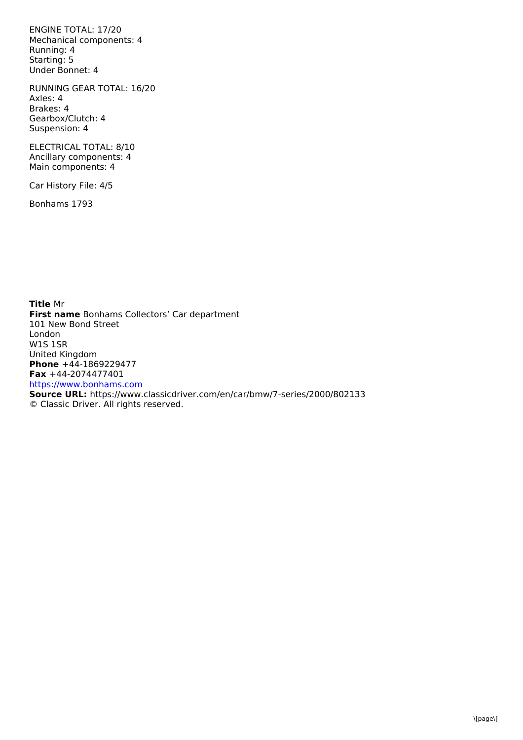ENGINE TOTAL: 17/20
Mechanical components: 4
Running: 4
Starting: 5
Under Bonnet: 4

RUNNING GEAR TOTAL: 16/20
Axles: 4
Brakes: 4
Gearbox/Clutch: 4
Suspension: 4

ELECTRICAL TOTAL: 8/10
Ancillary components: 4
Main components: 4

Car History File: 4/5

Bonhams 1793

**Title** Mr
**First name** Bonhams Collectors' Car department
101 New Bond Street
London
W1S 1SR
United Kingdom
**Phone** +44-1869229477
**Fax** +44-2074477401
[https://www.bonhams.com](https://www.bonhams.com)
**Source URL:** https://www.classicdriver.com/en/car/bmw/7-series/2000/802133
© Classic Driver. All rights reserved.